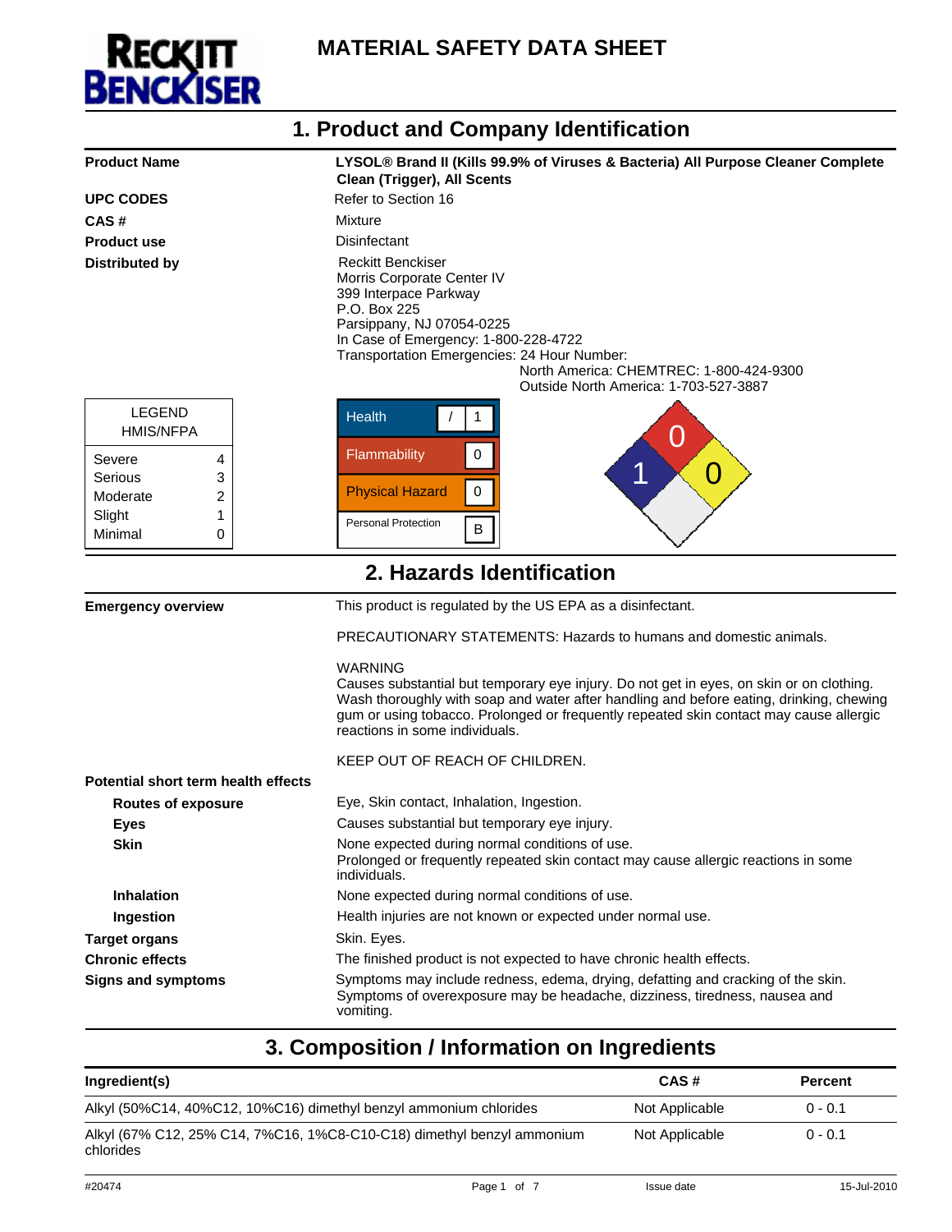# MATERIAL SAFETY DATA SHEET

## 1. Product and Company Identification

| | |
|---|---|
| **Product Name** | **LYSOL® Brand II (Kills 99.9% of Viruses & Bacteria) All Purpose Cleaner Complete Clean (Trigger), All Scents** |
| **UPC CODES** | Refer to Section 16 |
| **CAS #** | Mixture |
| **Product use** | Disinfectant |
| **Distributed by** | Reckitt Benckiser<br>Morris Corporate Center IV<br>399 Interpace Parkway<br>P.O. Box 225<br>Parsippany, NJ 07054-0225<br>In Case of Emergency: 1-800-228-4722<br>Transportation Emergencies: 24 Hour Number:<br>North America: CHEMTREC: 1-800-424-9300<br>Outside North America: 1-703-527-3887 |

| LEGEND HMIS/NFPA | |
|---|---|
| Severe | 4 |
| Serious | 3 |
| Moderate | 2 |
| Slight | 1 |
| Minimal | 0 |

| HMIS | |
|---|---|
| Health | / 1 |
| Flammability | 0 |
| Physical Hazard | 0 |
| Personal Protection | B |

NFPA: Health 1, Flammability 0, Reactivity 0

## 2. Hazards Identification

**Emergency overview**

This product is regulated by the US EPA as a disinfectant.

PRECAUTIONARY STATEMENTS: Hazards to humans and domestic animals.

WARNING
Causes substantial but temporary eye injury. Do not get in eyes, on skin or on clothing. Wash thoroughly with soap and water after handling and before eating, drinking, chewing gum or using tobacco. Prolonged or frequently repeated skin contact may cause allergic reactions in some individuals.

KEEP OUT OF REACH OF CHILDREN.

**Potential short term health effects**

| | |
|---|---|
| **Routes of exposure** | Eye, Skin contact, Inhalation, Ingestion. |
| **Eyes** | Causes substantial but temporary eye injury. |
| **Skin** | None expected during normal conditions of use.<br>Prolonged or frequently repeated skin contact may cause allergic reactions in some individuals. |
| **Inhalation** | None expected during normal conditions of use. |
| **Ingestion** | Health injuries are not known or expected under normal use. |
| **Target organs** | Skin. Eyes. |
| **Chronic effects** | The finished product is not expected to have chronic health effects. |
| **Signs and symptoms** | Symptoms may include redness, edema, drying, defatting and cracking of the skin. Symptoms of overexposure may be headache, dizziness, tiredness, nausea and vomiting. |

## 3. Composition / Information on Ingredients

| Ingredient(s) | CAS # | Percent |
|---|---|---|
| Alkyl (50%C14, 40%C12, 10%C16) dimethyl benzyl ammonium chlorides | Not Applicable | 0 - 0.1 |
| Alkyl (67% C12, 25% C14, 7%C16, 1%C8-C10-C18) dimethyl benzyl ammonium chlorides | Not Applicable | 0 - 0.1 |

#20474 Issue date 15-Jul-2010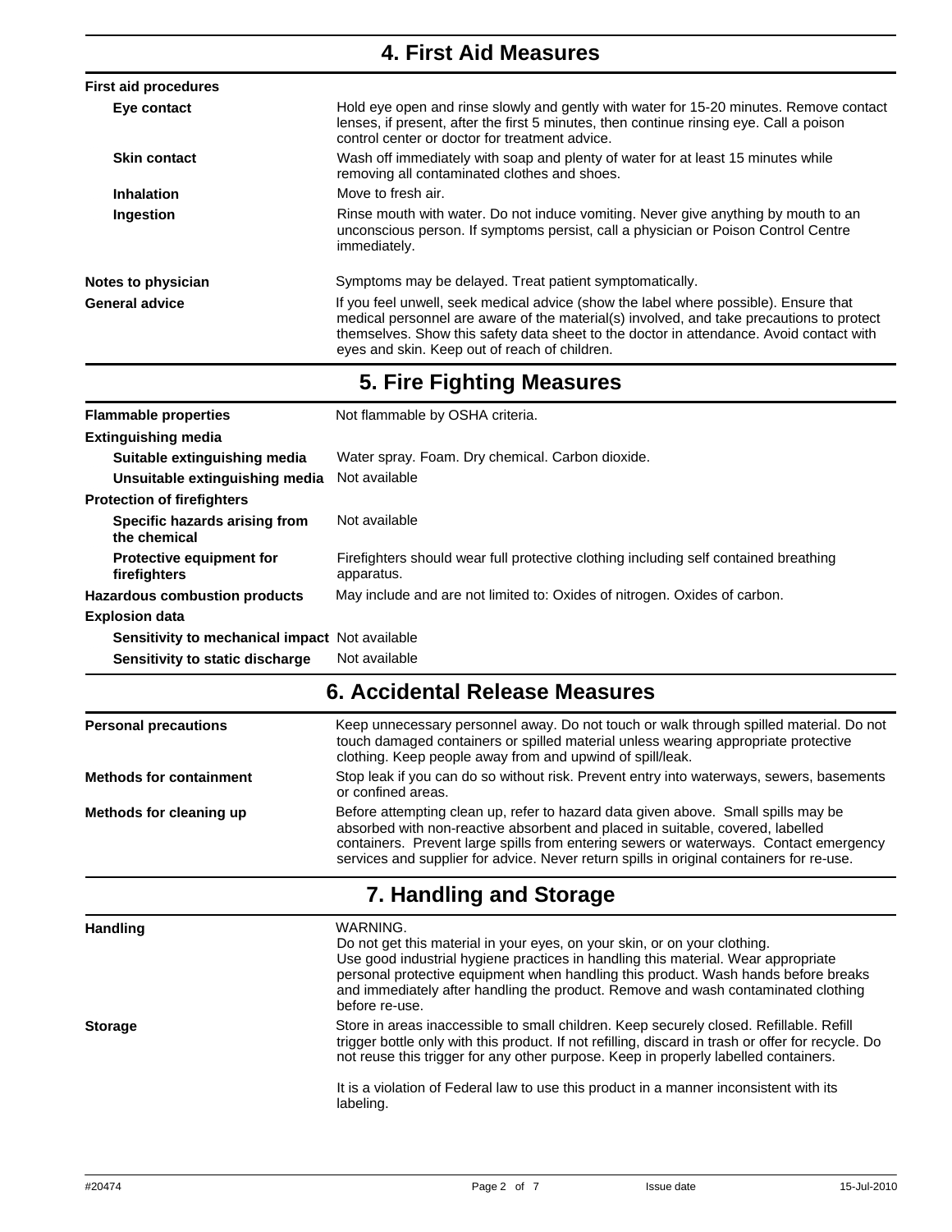## 4. First Aid Measures

| | |
|---|---|
| **First aid procedures** | |
| **Eye contact** | Hold eye open and rinse slowly and gently with water for 15-20 minutes. Remove contact lenses, if present, after the first 5 minutes, then continue rinsing eye. Call a poison control center or doctor for treatment advice. |
| **Skin contact** | Wash off immediately with soap and plenty of water for at least 15 minutes while removing all contaminated clothes and shoes. |
| **Inhalation** | Move to fresh air. |
| **Ingestion** | Rinse mouth with water. Do not induce vomiting. Never give anything by mouth to an unconscious person. If symptoms persist, call a physician or Poison Control Centre immediately. |
| **Notes to physician** | Symptoms may be delayed. Treat patient symptomatically. |
| **General advice** | If you feel unwell, seek medical advice (show the label where possible). Ensure that medical personnel are aware of the material(s) involved, and take precautions to protect themselves. Show this safety data sheet to the doctor in attendance. Avoid contact with eyes and skin. Keep out of reach of children. |

## 5. Fire Fighting Measures

| | |
|---|---|
| **Flammable properties** | Not flammable by OSHA criteria. |
| **Extinguishing media** | |
| **Suitable extinguishing media** | Water spray. Foam. Dry chemical. Carbon dioxide. |
| **Unsuitable extinguishing media** | Not available |
| **Protection of firefighters** | |
| **Specific hazards arising from the chemical** | Not available |
| **Protective equipment for firefighters** | Firefighters should wear full protective clothing including self contained breathing apparatus. |
| **Hazardous combustion products** | May include and are not limited to: Oxides of nitrogen. Oxides of carbon. |
| **Explosion data** | |
| **Sensitivity to mechanical impact** | Not available |
| **Sensitivity to static discharge** | Not available |

## 6. Accidental Release Measures

| | |
|---|---|
| **Personal precautions** | Keep unnecessary personnel away. Do not touch or walk through spilled material. Do not touch damaged containers or spilled material unless wearing appropriate protective clothing. Keep people away from and upwind of spill/leak. |
| **Methods for containment** | Stop leak if you can do so without risk. Prevent entry into waterways, sewers, basements or confined areas. |
| **Methods for cleaning up** | Before attempting clean up, refer to hazard data given above. Small spills may be absorbed with non-reactive absorbent and placed in suitable, covered, labelled containers. Prevent large spills from entering sewers or waterways. Contact emergency services and supplier for advice. Never return spills in original containers for re-use. |

## 7. Handling and Storage

| | |
|---|---|
| **Handling** | WARNING.<br>Do not get this material in your eyes, on your skin, or on your clothing.<br>Use good industrial hygiene practices in handling this material. Wear appropriate personal protective equipment when handling this product. Wash hands before breaks and immediately after handling the product. Remove and wash contaminated clothing before re-use. |
| **Storage** | Store in areas inaccessible to small children. Keep securely closed. Refillable. Refill trigger bottle only with this product. If not refilling, discard in trash or offer for recycle. Do not reuse this trigger for any other purpose. Keep in properly labelled containers.<br><br>It is a violation of Federal law to use this product in a manner inconsistent with its labeling. |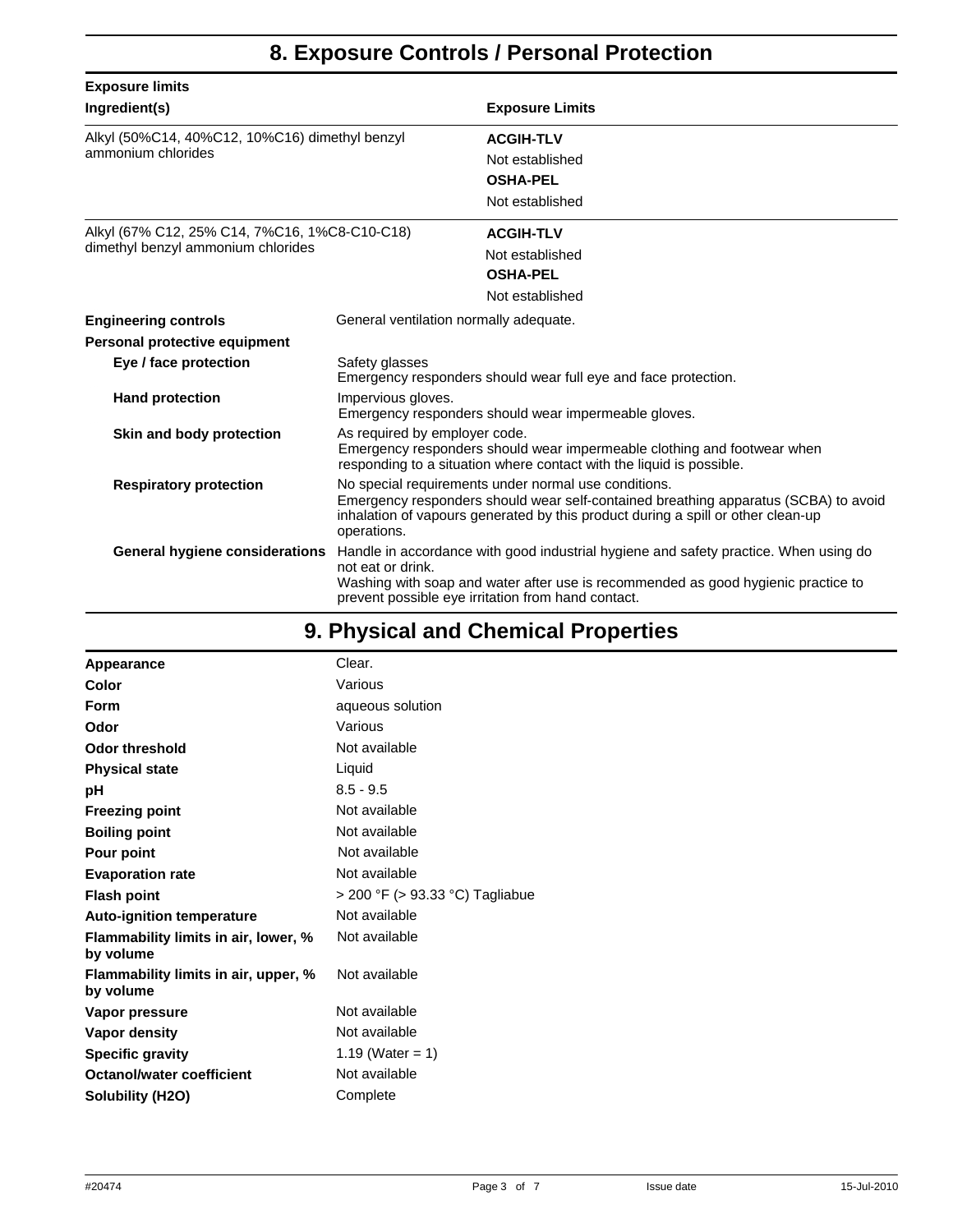## 8. Exposure Controls / Personal Protection

**Exposure limits**

| Ingredient(s) | Exposure Limits |
|---|---|
| Alkyl (50%C14, 40%C12, 10%C16) dimethyl benzyl ammonium chlorides | **ACGIH-TLV**<br>Not established<br>**OSHA-PEL**<br>Not established |
| Alkyl (67% C12, 25% C14, 7%C16, 1%C8-C10-C18) dimethyl benzyl ammonium chlorides | **ACGIH-TLV**<br>Not established<br>**OSHA-PEL**<br>Not established |

**Engineering controls** General ventilation normally adequate.

**Personal protective equipment**

**Eye / face protection** Safety glasses
Emergency responders should wear full eye and face protection.

**Hand protection** Impervious gloves.
Emergency responders should wear impermeable gloves.

**Skin and body protection** As required by employer code.
Emergency responders should wear impermeable clothing and footwear when responding to a situation where contact with the liquid is possible.

**Respiratory protection** No special requirements under normal use conditions.
Emergency responders should wear self-contained breathing apparatus (SCBA) to avoid inhalation of vapours generated by this product during a spill or other clean-up operations.

**General hygiene considerations** Handle in accordance with good industrial hygiene and safety practice. When using do not eat or drink.
Washing with soap and water after use is recommended as good hygienic practice to prevent possible eye irritation from hand contact.

## 9. Physical and Chemical Properties

| | |
|---|---|
| **Appearance** | Clear. |
| **Color** | Various |
| **Form** | aqueous solution |
| **Odor** | Various |
| **Odor threshold** | Not available |
| **Physical state** | Liquid |
| **pH** | 8.5 - 9.5 |
| **Freezing point** | Not available |
| **Boiling point** | Not available |
| **Pour point** | Not available |
| **Evaporation rate** | Not available |
| **Flash point** | > 200 °F (> 93.33 °C) Tagliabue |
| **Auto-ignition temperature** | Not available |
| **Flammability limits in air, lower, % by volume** | Not available |
| **Flammability limits in air, upper, % by volume** | Not available |
| **Vapor pressure** | Not available |
| **Vapor density** | Not available |
| **Specific gravity** | 1.19 (Water = 1) |
| **Octanol/water coefficient** | Not available |
| **Solubility (H2O)** | Complete |

#20474 Issue date 15-Jul-2010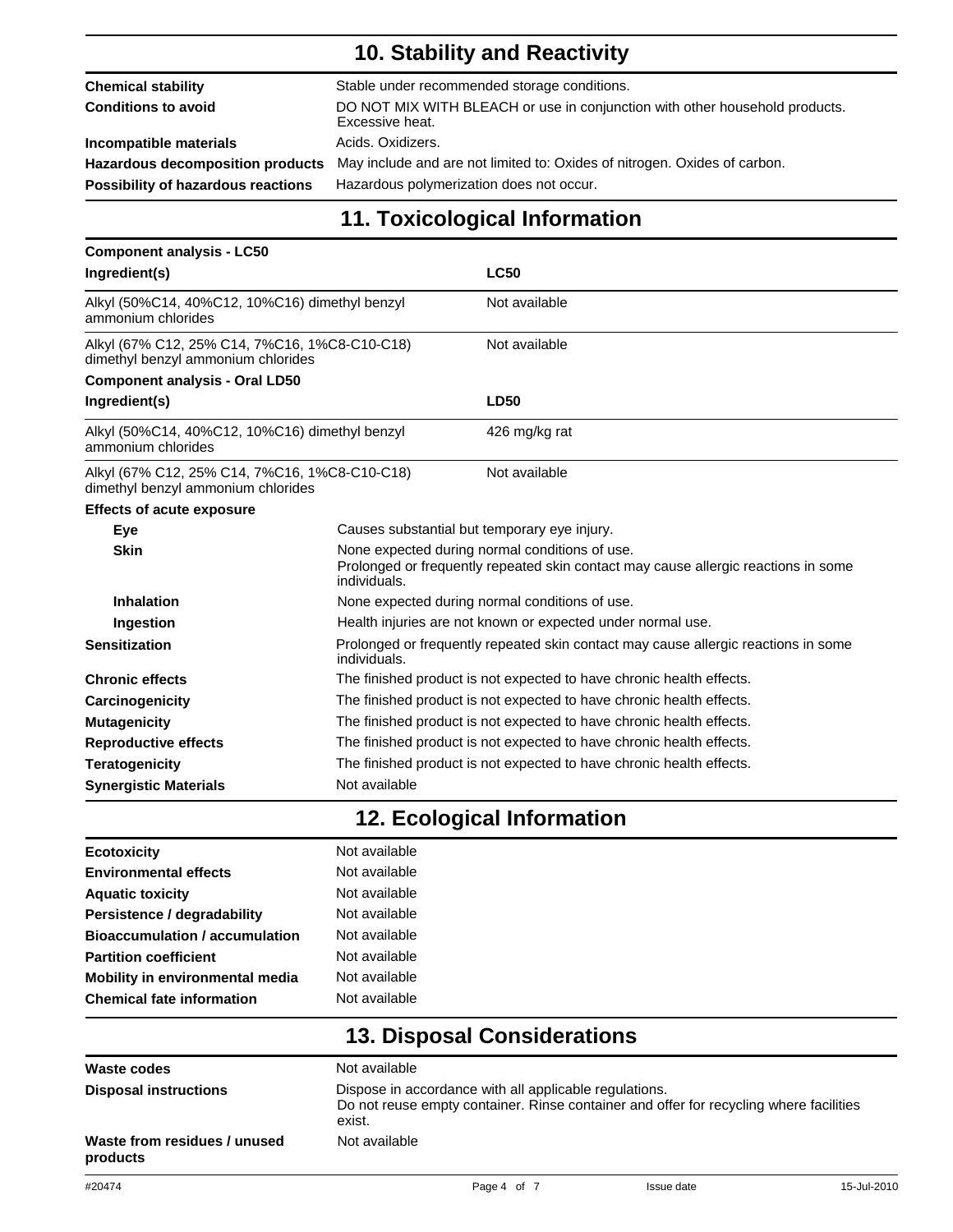## 10. Stability and Reactivity

| | |
|---|---|
| **Chemical stability** | Stable under recommended storage conditions. |
| **Conditions to avoid** | DO NOT MIX WITH BLEACH or use in conjunction with other household products. Excessive heat. |
| **Incompatible materials** | Acids. Oxidizers. |
| **Hazardous decomposition products** | May include and are not limited to: Oxides of nitrogen. Oxides of carbon. |
| **Possibility of hazardous reactions** | Hazardous polymerization does not occur. |

## 11. Toxicological Information

**Component analysis - LC50**

| Ingredient(s) | LC50 |
|---|---|
| Alkyl (50%C14, 40%C12, 10%C16) dimethyl benzyl ammonium chlorides | Not available |
| Alkyl (67% C12, 25% C14, 7%C16, 1%C8-C10-C18) dimethyl benzyl ammonium chlorides | Not available |

**Component analysis - Oral LD50**

| Ingredient(s) | LD50 |
|---|---|
| Alkyl (50%C14, 40%C12, 10%C16) dimethyl benzyl ammonium chlorides | 426 mg/kg rat |
| Alkyl (67% C12, 25% C14, 7%C16, 1%C8-C10-C18) dimethyl benzyl ammonium chlorides | Not available |

**Effects of acute exposure**

| | |
|---|---|
| **Eye** | Causes substantial but temporary eye injury. |
| **Skin** | None expected during normal conditions of use. Prolonged or frequently repeated skin contact may cause allergic reactions in some individuals. |
| **Inhalation** | None expected during normal conditions of use. |
| **Ingestion** | Health injuries are not known or expected under normal use. |
| **Sensitization** | Prolonged or frequently repeated skin contact may cause allergic reactions in some individuals. |
| **Chronic effects** | The finished product is not expected to have chronic health effects. |
| **Carcinogenicity** | The finished product is not expected to have chronic health effects. |
| **Mutagenicity** | The finished product is not expected to have chronic health effects. |
| **Reproductive effects** | The finished product is not expected to have chronic health effects. |
| **Teratogenicity** | The finished product is not expected to have chronic health effects. |
| **Synergistic Materials** | Not available |

## 12. Ecological Information

| | |
|---|---|
| **Ecotoxicity** | Not available |
| **Environmental effects** | Not available |
| **Aquatic toxicity** | Not available |
| **Persistence / degradability** | Not available |
| **Bioaccumulation / accumulation** | Not available |
| **Partition coefficient** | Not available |
| **Mobility in environmental media** | Not available |
| **Chemical fate information** | Not available |

## 13. Disposal Considerations

| | |
|---|---|
| **Waste codes** | Not available |
| **Disposal instructions** | Dispose in accordance with all applicable regulations. Do not reuse empty container. Rinse container and offer for recycling where facilities exist. |
| **Waste from residues / unused products** | Not available |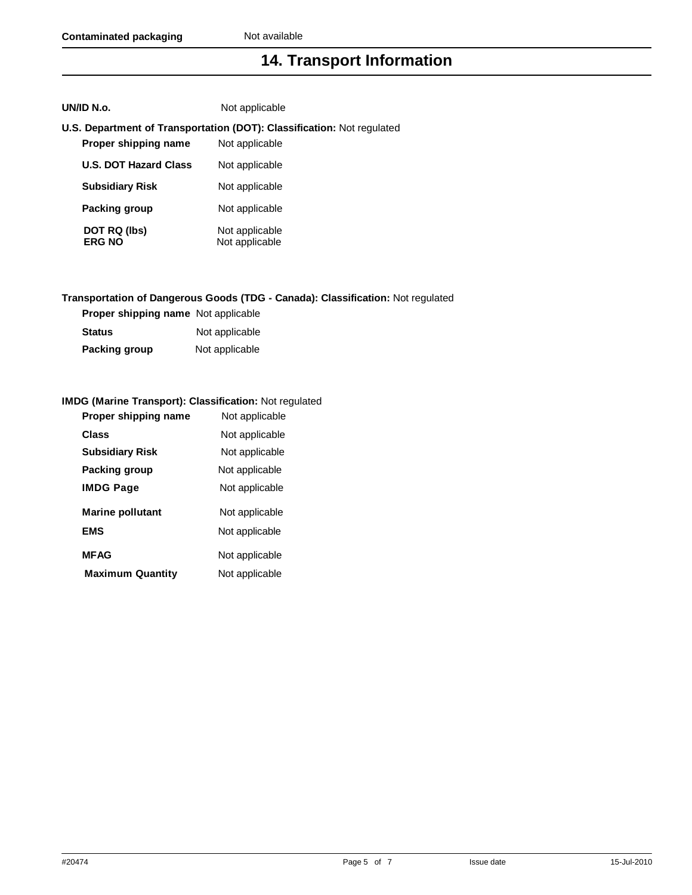**Contaminated packaging** Not available

## 14. Transport Information

**UN/ID N.o.** Not applicable

**U.S. Department of Transportation (DOT): Classification:** Not regulated

| | |
|---|---|
| **Proper shipping name** | Not applicable |
| **U.S. DOT Hazard Class** | Not applicable |
| **Subsidiary Risk** | Not applicable |
| **Packing group** | Not applicable |
| **DOT RQ (lbs)** | Not applicable |
| **ERG NO** | Not applicable |

**Transportation of Dangerous Goods (TDG - Canada): Classification:** Not regulated

| | |
|---|---|
| **Proper shipping name** | Not applicable |
| **Status** | Not applicable |
| **Packing group** | Not applicable |

**IMDG (Marine Transport): Classification:** Not regulated

| | |
|---|---|
| **Proper shipping name** | Not applicable |
| **Class** | Not applicable |
| **Subsidiary Risk** | Not applicable |
| **Packing group** | Not applicable |
| **IMDG Page** | Not applicable |
| **Marine pollutant** | Not applicable |
| **EMS** | Not applicable |
| **MFAG** | Not applicable |
| **Maximum Quantity** | Not applicable |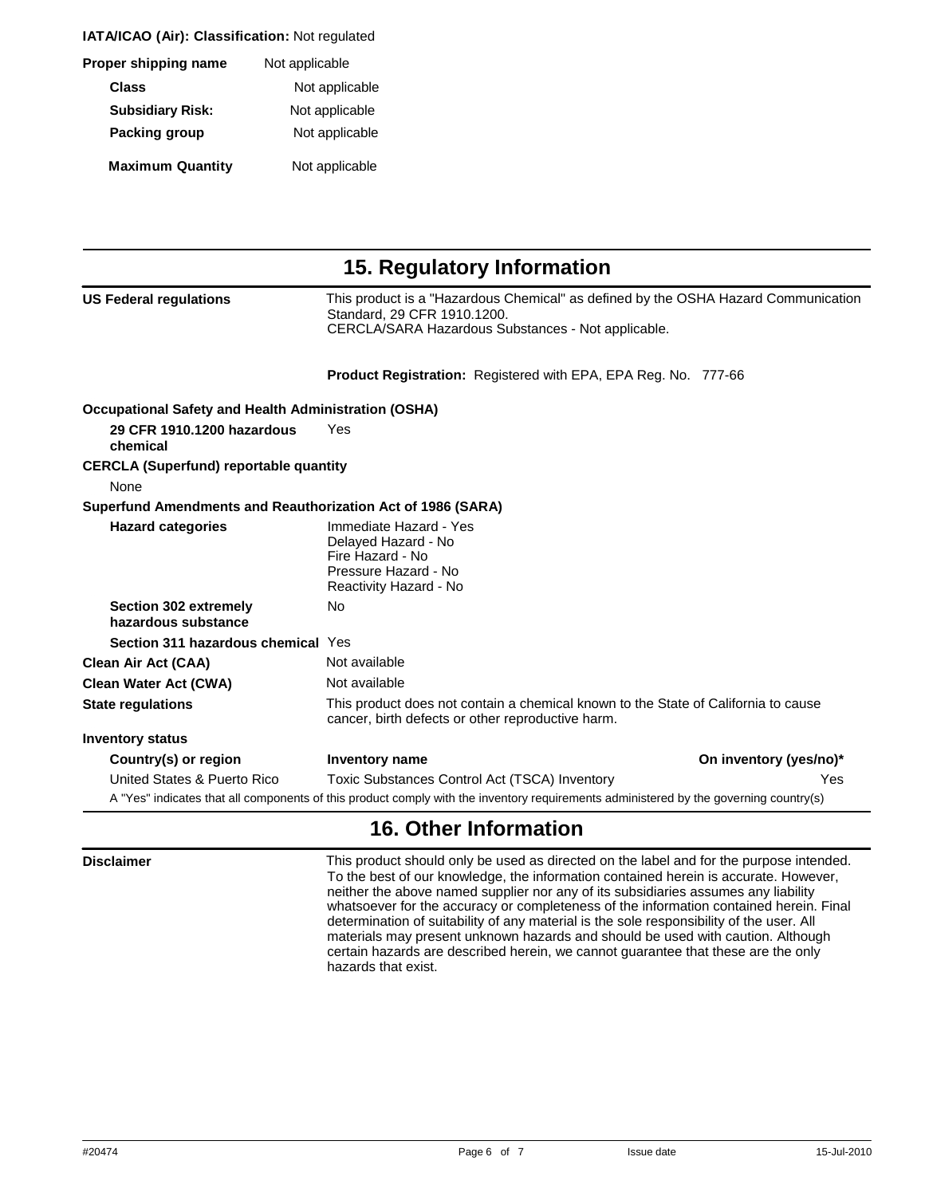**IATA/ICAO (Air): Classification:** Not regulated

| | |
|---|---|
| **Proper shipping name** | Not applicable |
| **Class** | Not applicable |
| **Subsidiary Risk:** | Not applicable |
| **Packing group** | Not applicable |
| **Maximum Quantity** | Not applicable |

# 15. Regulatory Information

**US Federal regulations**

This product is a "Hazardous Chemical" as defined by the OSHA Hazard Communication Standard, 29 CFR 1910.1200.
CERCLA/SARA Hazardous Substances - Not applicable.

**Product Registration:** Registered with EPA, EPA Reg. No. 777-66

**Occupational Safety and Health Administration (OSHA)**

**29 CFR 1910.1200 hazardous chemical** Yes

**CERCLA (Superfund) reportable quantity**

None

**Superfund Amendments and Reauthorization Act of 1986 (SARA)**

**Hazard categories**

Immediate Hazard - Yes
Delayed Hazard - No
Fire Hazard - No
Pressure Hazard - No
Reactivity Hazard - No

**Section 302 extremely hazardous substance** No

**Section 311 hazardous chemical** Yes

**Clean Air Act (CAA)** Not available

**Clean Water Act (CWA)** Not available

**State regulations** This product does not contain a chemical known to the State of California to cause cancer, birth defects or other reproductive harm.

**Inventory status**

| Country(s) or region | Inventory name | On inventory (yes/no)* |
|---|---|---|
| United States & Puerto Rico | Toxic Substances Control Act (TSCA) Inventory | Yes |

A "Yes" indicates that all components of this product comply with the inventory requirements administered by the governing country(s)

# 16. Other Information

**Disclaimer**

This product should only be used as directed on the label and for the purpose intended. To the best of our knowledge, the information contained herein is accurate. However, neither the above named supplier nor any of its subsidiaries assumes any liability whatsoever for the accuracy or completeness of the information contained herein. Final determination of suitability of any material is the sole responsibility of the user. All materials may present unknown hazards and should be used with caution. Although certain hazards are described herein, we cannot guarantee that these are the only hazards that exist.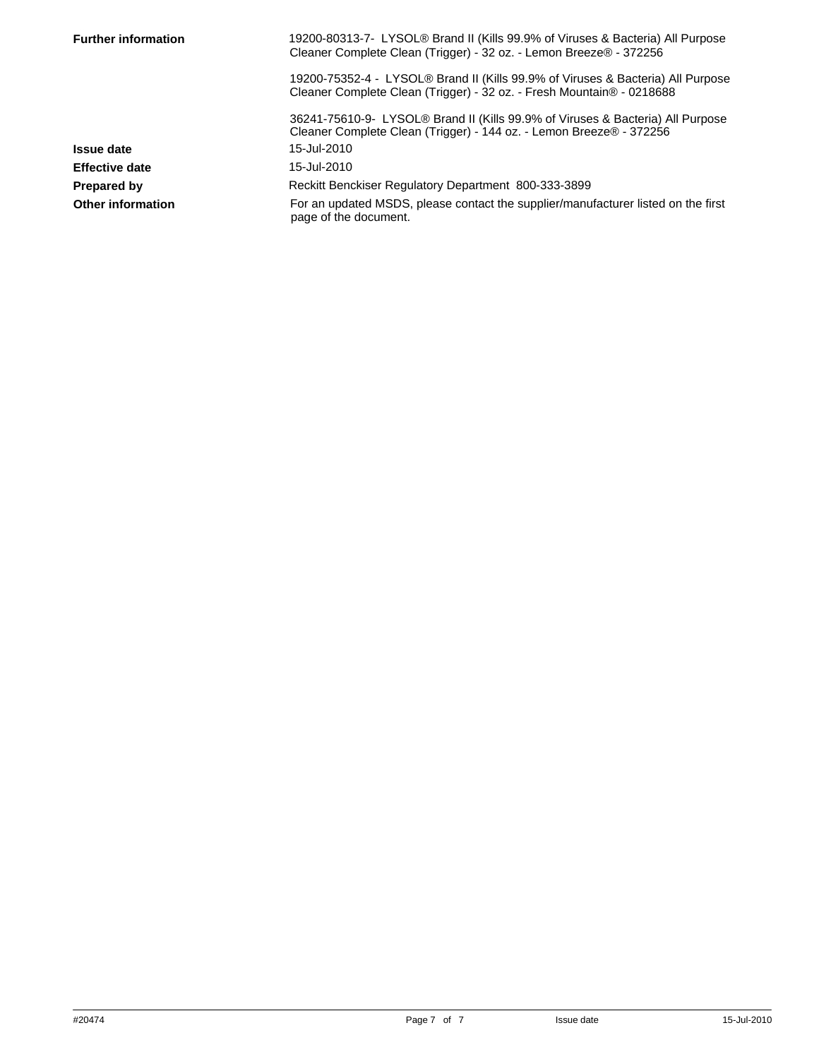| | |
|---|---|
| **Further information** | 19200-80313-7- LYSOL® Brand II (Kills 99.9% of Viruses & Bacteria) All Purpose Cleaner Complete Clean (Trigger) - 32 oz. - Lemon Breeze® - 372256<br><br>19200-75352-4 - LYSOL® Brand II (Kills 99.9% of Viruses & Bacteria) All Purpose Cleaner Complete Clean (Trigger) - 32 oz. - Fresh Mountain® - 0218688<br><br>36241-75610-9- LYSOL® Brand II (Kills 99.9% of Viruses & Bacteria) All Purpose Cleaner Complete Clean (Trigger) - 144 oz. - Lemon Breeze® - 372256 |
| **Issue date** | 15-Jul-2010 |
| **Effective date** | 15-Jul-2010 |
| **Prepared by** | Reckitt Benckiser Regulatory Department 800-333-3899 |
| **Other information** | For an updated MSDS, please contact the supplier/manufacturer listed on the first page of the document. |